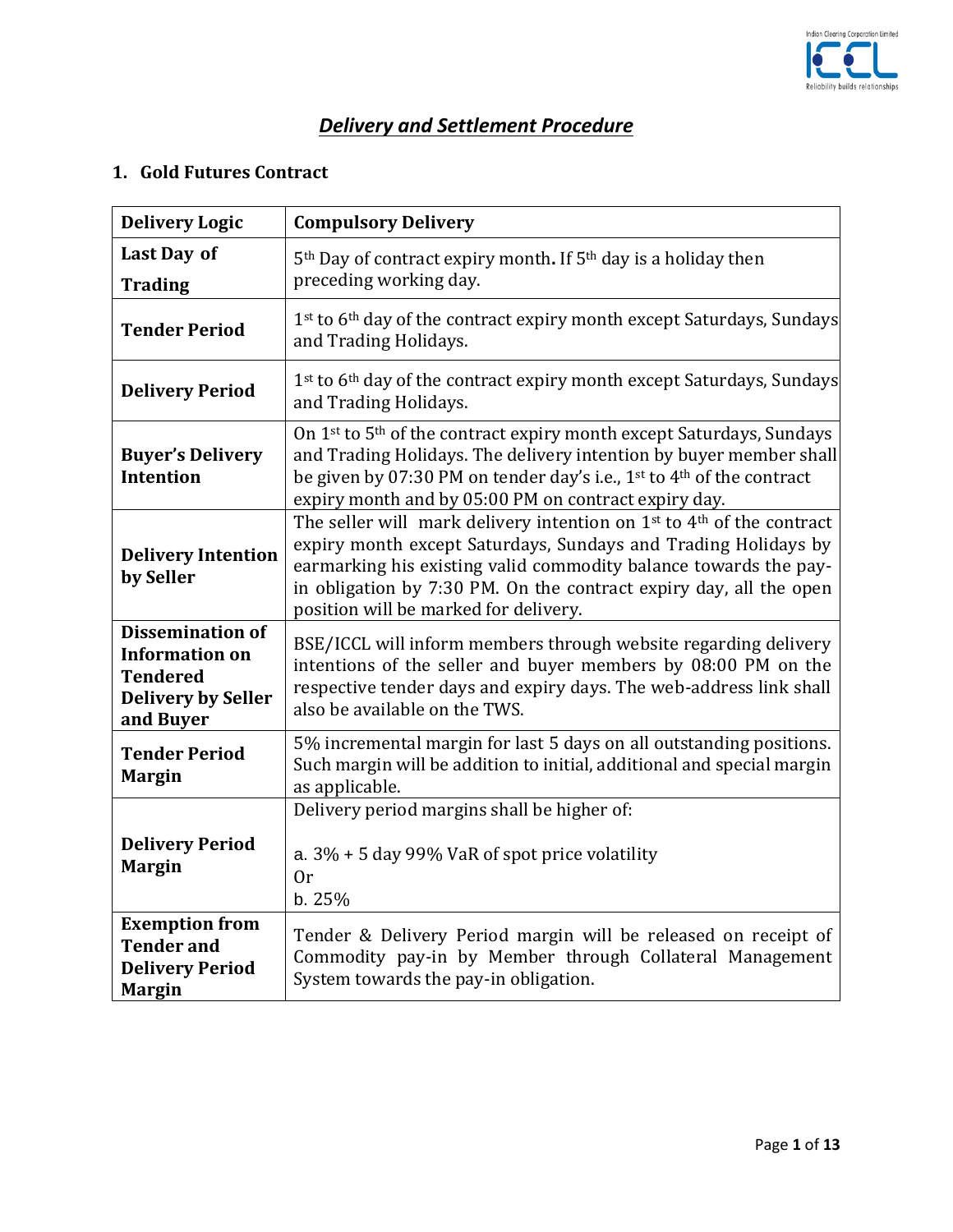## *Delivery and Settlement Procedure*

### 1. Gold Futures Contract

| **Delivery Logic** | **Compulsory Delivery** |
|---|---|
| **Last Day of Trading** | 5th Day of contract expiry month**.** If 5th day is a holiday then preceding working day. |
| **Tender Period** | 1st to 6th day of the contract expiry month except Saturdays, Sundays and Trading Holidays. |
| **Delivery Period** | 1st to 6th day of the contract expiry month except Saturdays, Sundays and Trading Holidays. |
| **Buyer's Delivery Intention** | On 1st to 5th of the contract expiry month except Saturdays, Sundays and Trading Holidays. The delivery intention by buyer member shall be given by 07:30 PM on tender day's i.e., 1st to 4th of the contract expiry month and by 05:00 PM on contract expiry day. |
| **Delivery Intention by Seller** | The seller will mark delivery intention on 1st to 4th of the contract expiry month except Saturdays, Sundays and Trading Holidays by earmarking his existing valid commodity balance towards the pay-in obligation by 7:30 PM. On the contract expiry day, all the open position will be marked for delivery. |
| **Dissemination of Information on Tendered Delivery by Seller and Buyer** | BSE/ICCL will inform members through website regarding delivery intentions of the seller and buyer members by 08:00 PM on the respective tender days and expiry days. The web-address link shall also be available on the TWS. |
| **Tender Period Margin** | 5% incremental margin for last 5 days on all outstanding positions. Such margin will be addition to initial, additional and special margin as applicable. |
| **Delivery Period Margin** | Delivery period margins shall be higher of:<br><br>a. 3% + 5 day 99% VaR of spot price volatility<br>Or<br>b. 25% |
| **Exemption from Tender and Delivery Period Margin** | Tender & Delivery Period margin will be released on receipt of Commodity pay-in by Member through Collateral Management System towards the pay-in obligation. |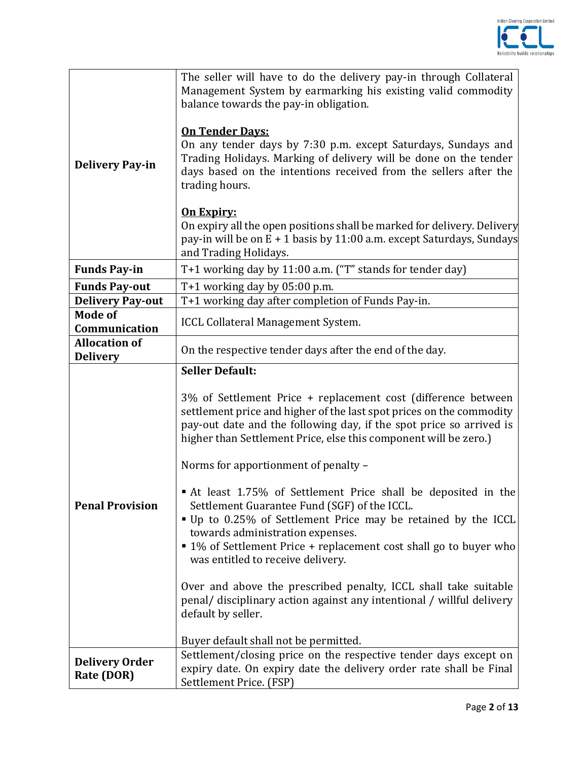| | |
|---|---|
| **Delivery Pay-in** | The seller will have to do the delivery pay-in through Collateral Management System by earmarking his existing valid commodity balance towards the pay-in obligation.<br><br>**<u>On Tender Days:</u>**<br>On any tender days by 7:30 p.m. except Saturdays, Sundays and Trading Holidays. Marking of delivery will be done on the tender days based on the intentions received from the sellers after the trading hours.<br><br>**<u>On Expiry:</u>**<br>On expiry all the open positions shall be marked for delivery. Delivery pay-in will be on E + 1 basis by 11:00 a.m. except Saturdays, Sundays and Trading Holidays. |
| **Funds Pay-in** | T+1 working day by 11:00 a.m. ("T" stands for tender day) |
| **Funds Pay-out** | T+1 working day by 05:00 p.m. |
| **Delivery Pay-out** | T+1 working day after completion of Funds Pay-in. |
| **Mode of Communication** | ICCL Collateral Management System. |
| **Allocation of Delivery** | On the respective tender days after the end of the day. |
| **Penal Provision** | **Seller Default:**<br><br>3% of Settlement Price + replacement cost (difference between settlement price and higher of the last spot prices on the commodity pay-out date and the following day, if the spot price so arrived is higher than Settlement Price, else this component will be zero.)<br><br>Norms for apportionment of penalty –<br><br>▪ At least 1.75% of Settlement Price shall be deposited in the Settlement Guarantee Fund (SGF) of the ICCL.<br>▪ Up to 0.25% of Settlement Price may be retained by the ICCL towards administration expenses.<br>▪ 1% of Settlement Price + replacement cost shall go to buyer who was entitled to receive delivery.<br><br>Over and above the prescribed penalty, ICCL shall take suitable penal/ disciplinary action against any intentional / willful delivery default by seller.<br><br>Buyer default shall not be permitted. |
| **Delivery Order Rate (DOR)** | Settlement/closing price on the respective tender days except on expiry date. On expiry date the delivery order rate shall be Final Settlement Price. (FSP) |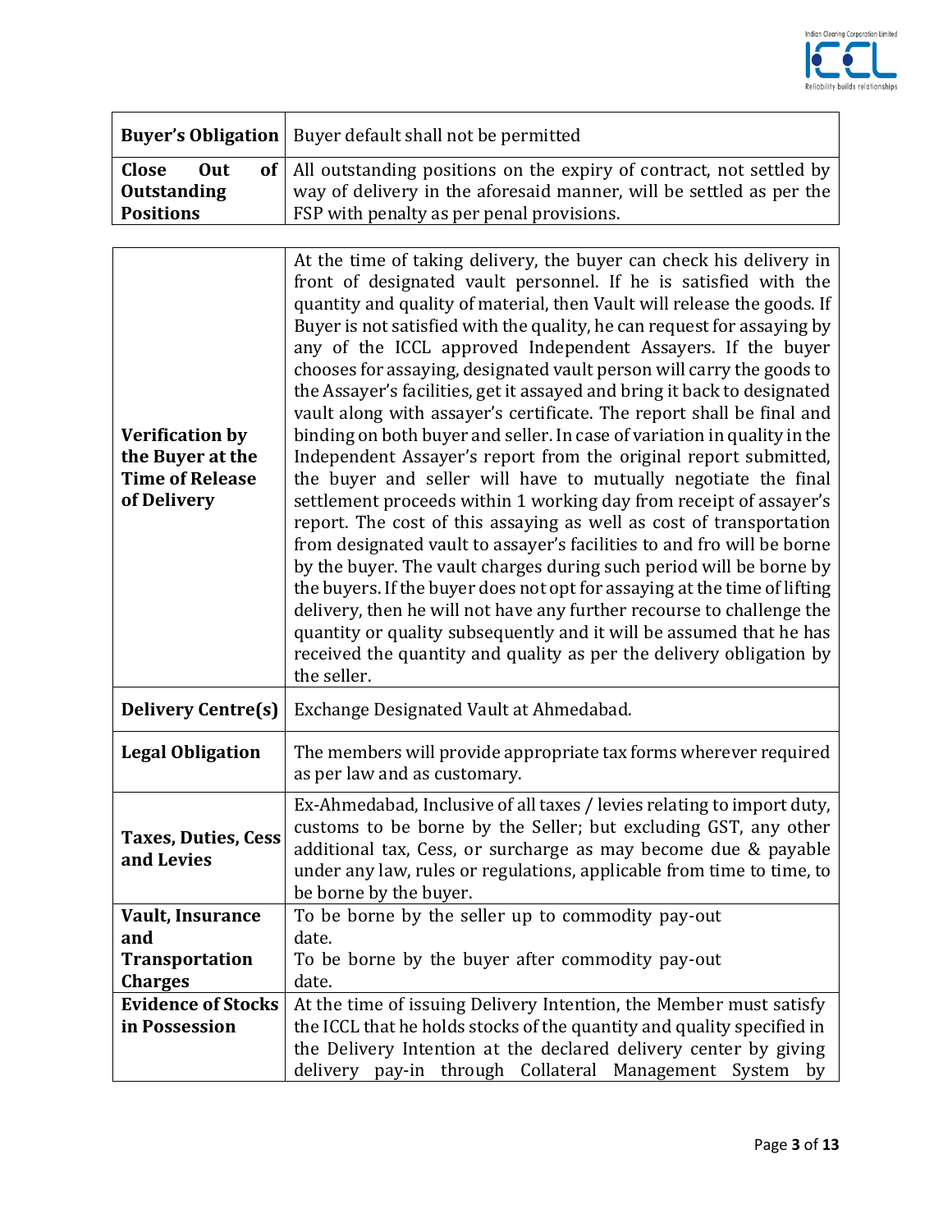| | |
|---|---|
| **Buyer's Obligation** | Buyer default shall not be permitted |
| **Close Out of Outstanding Positions** | All outstanding positions on the expiry of contract, not settled by way of delivery in the aforesaid manner, will be settled as per the FSP with penalty as per penal provisions. |

| | |
|---|---|
| **Verification by the Buyer at the Time of Release of Delivery** | At the time of taking delivery, the buyer can check his delivery in front of designated vault personnel. If he is satisfied with the quantity and quality of material, then Vault will release the goods. If Buyer is not satisfied with the quality, he can request for assaying by any of the ICCL approved Independent Assayers. If the buyer chooses for assaying, designated vault person will carry the goods to the Assayer's facilities, get it assayed and bring it back to designated vault along with assayer's certificate. The report shall be final and binding on both buyer and seller. In case of variation in quality in the Independent Assayer's report from the original report submitted, the buyer and seller will have to mutually negotiate the final settlement proceeds within 1 working day from receipt of assayer's report. The cost of this assaying as well as cost of transportation from designated vault to assayer's facilities to and fro will be borne by the buyer. The vault charges during such period will be borne by the buyers. If the buyer does not opt for assaying at the time of lifting delivery, then he will not have any further recourse to challenge the quantity or quality subsequently and it will be assumed that he has received the quantity and quality as per the delivery obligation by the seller. |
| **Delivery Centre(s)** | Exchange Designated Vault at Ahmedabad. |
| **Legal Obligation** | The members will provide appropriate tax forms wherever required as per law and as customary. |
| **Taxes, Duties, Cess and Levies** | Ex-Ahmedabad, Inclusive of all taxes / levies relating to import duty, customs to be borne by the Seller; but excluding GST, any other additional tax, Cess, or surcharge as may become due & payable under any law, rules or regulations, applicable from time to time, to be borne by the buyer. |
| **Vault, Insurance and Transportation Charges** | To be borne by the seller up to commodity pay-out date.<br>To be borne by the buyer after commodity pay-out date. |
| **Evidence of Stocks in Possession** | At the time of issuing Delivery Intention, the Member must satisfy the ICCL that he holds stocks of the quantity and quality specified in the Delivery Intention at the declared delivery center by giving delivery pay-in through Collateral Management System by |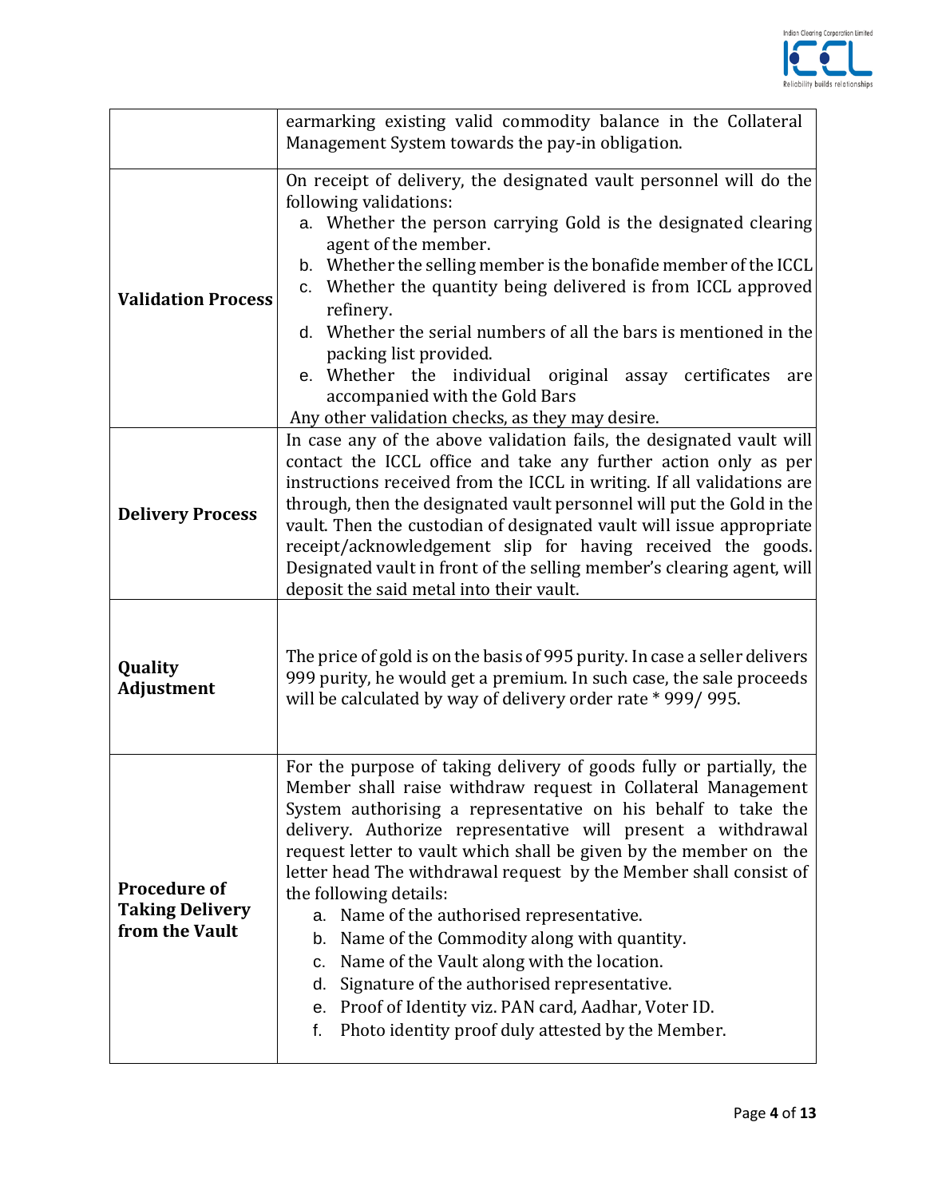| | |
|---|---|
| | earmarking existing valid commodity balance in the Collateral Management System towards the pay-in obligation. |
| **Validation Process** | On receipt of delivery, the designated vault personnel will do the following validations:<br>a. Whether the person carrying Gold is the designated clearing agent of the member.<br>b. Whether the selling member is the bonafide member of the ICCL<br>c. Whether the quantity being delivered is from ICCL approved refinery.<br>d. Whether the serial numbers of all the bars is mentioned in the packing list provided.<br>e. Whether the individual original assay certificates are accompanied with the Gold Bars<br>Any other validation checks, as they may desire. |
| **Delivery Process** | In case any of the above validation fails, the designated vault will contact the ICCL office and take any further action only as per instructions received from the ICCL in writing. If all validations are through, then the designated vault personnel will put the Gold in the vault. Then the custodian of designated vault will issue appropriate receipt/acknowledgement slip for having received the goods. Designated vault in front of the selling member's clearing agent, will deposit the said metal into their vault. |
| **Quality Adjustment** | The price of gold is on the basis of 995 purity. In case a seller delivers 999 purity, he would get a premium. In such case, the sale proceeds will be calculated by way of delivery order rate * 999/ 995. |
| **Procedure of Taking Delivery from the Vault** | For the purpose of taking delivery of goods fully or partially, the Member shall raise withdraw request in Collateral Management System authorising a representative on his behalf to take the delivery. Authorize representative will present a withdrawal request letter to vault which shall be given by the member on the letter head The withdrawal request by the Member shall consist of the following details:<br>a. Name of the authorised representative.<br>b. Name of the Commodity along with quantity.<br>c. Name of the Vault along with the location.<br>d. Signature of the authorised representative.<br>e. Proof of Identity viz. PAN card, Aadhar, Voter ID.<br>f. Photo identity proof duly attested by the Member. |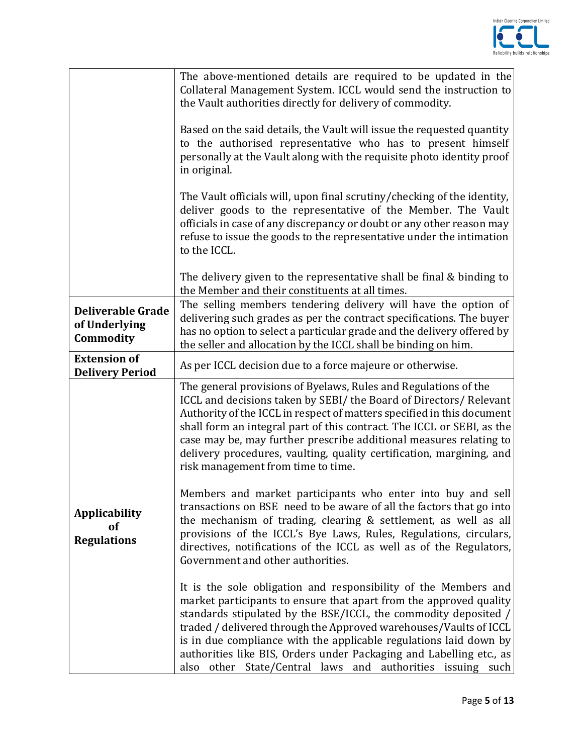| | |
|---|---|
| | The above-mentioned details are required to be updated in the Collateral Management System. ICCL would send the instruction to the Vault authorities directly for delivery of commodity.<br><br>Based on the said details, the Vault will issue the requested quantity to the authorised representative who has to present himself personally at the Vault along with the requisite photo identity proof in original.<br><br>The Vault officials will, upon final scrutiny/checking of the identity, deliver goods to the representative of the Member. The Vault officials in case of any discrepancy or doubt or any other reason may refuse to issue the goods to the representative under the intimation to the ICCL.<br><br>The delivery given to the representative shall be final & binding to the Member and their constituents at all times. |
| **Deliverable Grade of Underlying Commodity** | The selling members tendering delivery will have the option of delivering such grades as per the contract specifications. The buyer has no option to select a particular grade and the delivery offered by the seller and allocation by the ICCL shall be binding on him. |
| **Extension of Delivery Period** | As per ICCL decision due to a force majeure or otherwise. |
| **Applicability of Regulations** | The general provisions of Byelaws, Rules and Regulations of the ICCL and decisions taken by SEBI/ the Board of Directors/ Relevant Authority of the ICCL in respect of matters specified in this document shall form an integral part of this contract. The ICCL or SEBI, as the case may be, may further prescribe additional measures relating to delivery procedures, vaulting, quality certification, margining, and risk management from time to time.<br><br>Members and market participants who enter into buy and sell transactions on BSE need to be aware of all the factors that go into the mechanism of trading, clearing & settlement, as well as all provisions of the ICCL's Bye Laws, Rules, Regulations, circulars, directives, notifications of the ICCL as well as of the Regulators, Government and other authorities.<br><br>It is the sole obligation and responsibility of the Members and market participants to ensure that apart from the approved quality standards stipulated by the BSE/ICCL, the commodity deposited / traded / delivered through the Approved warehouses/Vaults of ICCL is in due compliance with the applicable regulations laid down by authorities like BIS, Orders under Packaging and Labelling etc., as also other State/Central laws and authorities issuing such |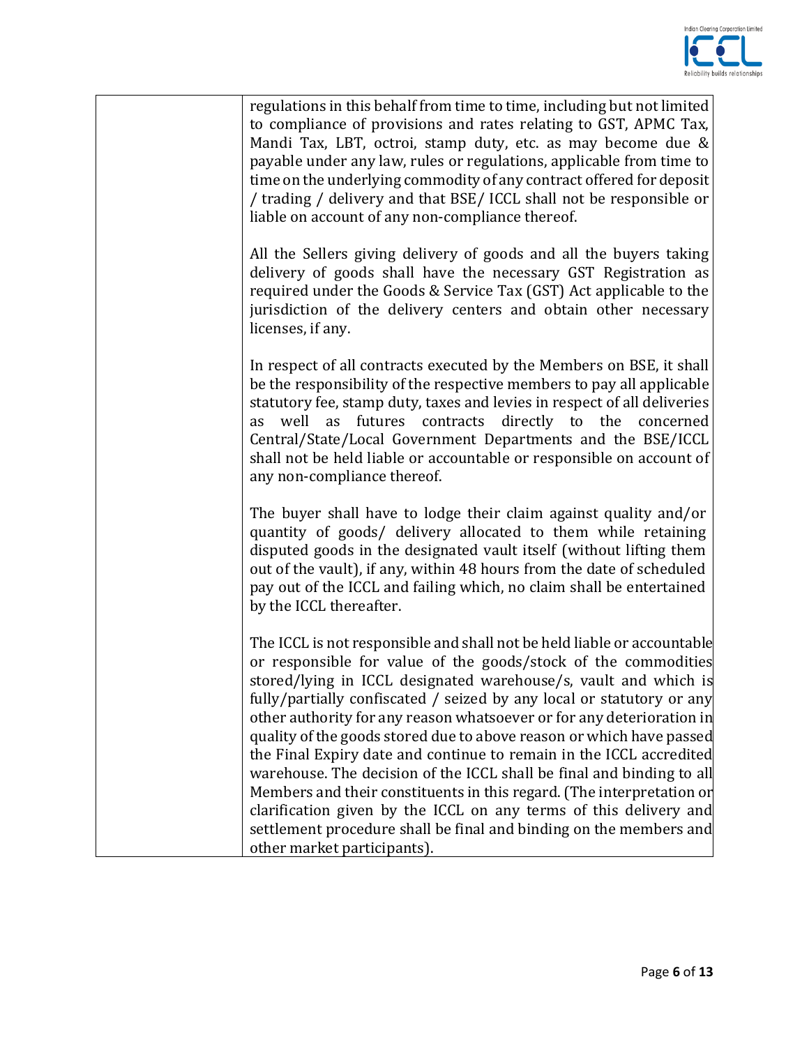| | |
|---|---|
| | regulations in this behalf from time to time, including but not limited to compliance of provisions and rates relating to GST, APMC Tax, Mandi Tax, LBT, octroi, stamp duty, etc. as may become due & payable under any law, rules or regulations, applicable from time to time on the underlying commodity of any contract offered for deposit / trading / delivery and that BSE/ ICCL shall not be responsible or liable on account of any non-compliance thereof.<br><br>All the Sellers giving delivery of goods and all the buyers taking delivery of goods shall have the necessary GST Registration as required under the Goods & Service Tax (GST) Act applicable to the jurisdiction of the delivery centers and obtain other necessary licenses, if any.<br><br>In respect of all contracts executed by the Members on BSE, it shall be the responsibility of the respective members to pay all applicable statutory fee, stamp duty, taxes and levies in respect of all deliveries as well as futures contracts directly to the concerned Central/State/Local Government Departments and the BSE/ICCL shall not be held liable or accountable or responsible on account of any non-compliance thereof.<br><br>The buyer shall have to lodge their claim against quality and/or quantity of goods/ delivery allocated to them while retaining disputed goods in the designated vault itself (without lifting them out of the vault), if any, within 48 hours from the date of scheduled pay out of the ICCL and failing which, no claim shall be entertained by the ICCL thereafter.<br><br>The ICCL is not responsible and shall not be held liable or accountable or responsible for value of the goods/stock of the commodities stored/lying in ICCL designated warehouse/s, vault and which is fully/partially confiscated / seized by any local or statutory or any other authority for any reason whatsoever or for any deterioration in quality of the goods stored due to above reason or which have passed the Final Expiry date and continue to remain in the ICCL accredited warehouse. The decision of the ICCL shall be final and binding to all Members and their constituents in this regard. (The interpretation or clarification given by the ICCL on any terms of this delivery and settlement procedure shall be final and binding on the members and other market participants). |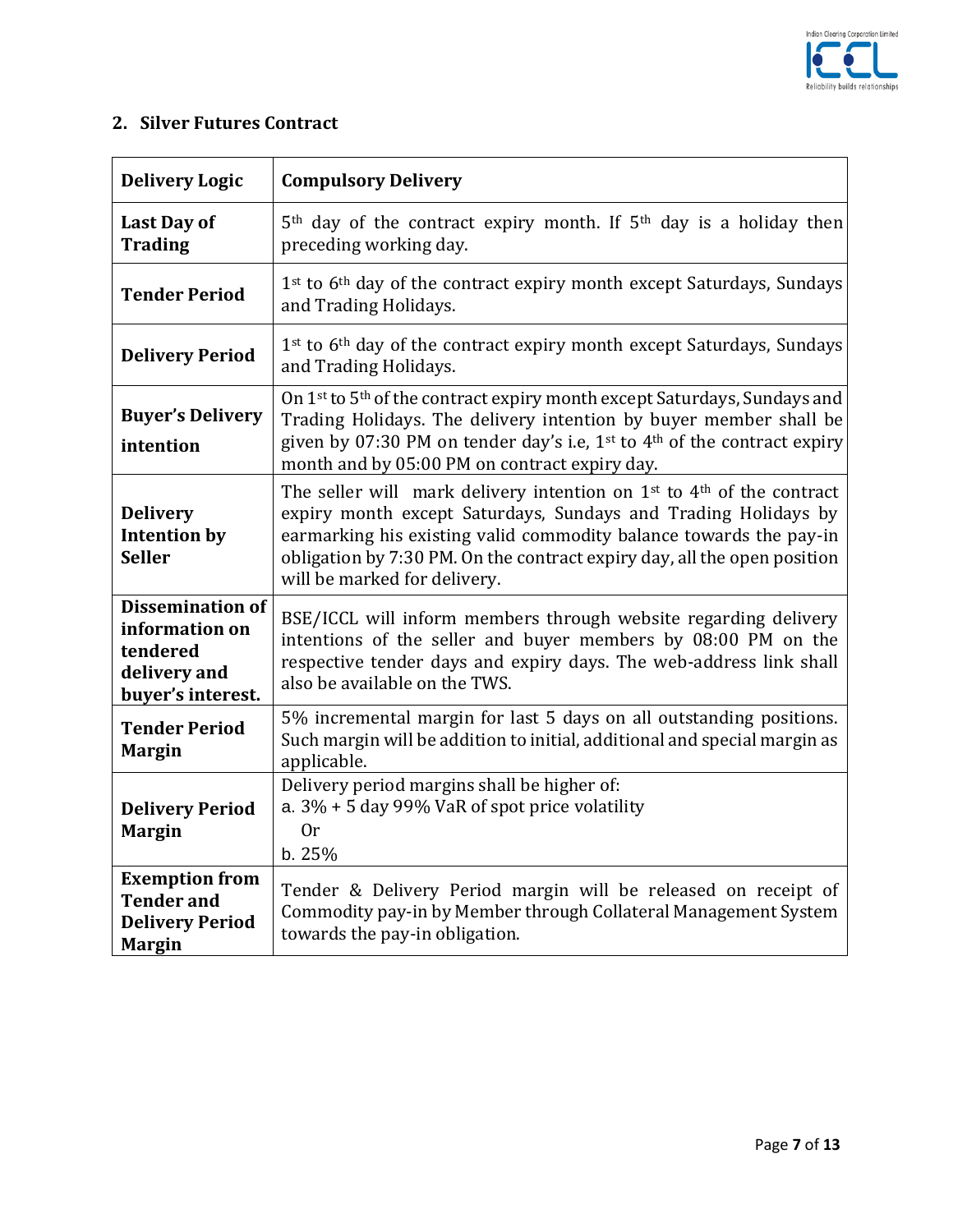## 2. Silver Futures Contract

| Delivery Logic | Compulsory Delivery |
|---|---|
| **Last Day of Trading** | 5th day of the contract expiry month. If 5th day is a holiday then preceding working day. |
| **Tender Period** | 1st to 6th day of the contract expiry month except Saturdays, Sundays and Trading Holidays. |
| **Delivery Period** | 1st to 6th day of the contract expiry month except Saturdays, Sundays and Trading Holidays. |
| **Buyer's Delivery intention** | On 1st to 5th of the contract expiry month except Saturdays, Sundays and Trading Holidays. The delivery intention by buyer member shall be given by 07:30 PM on tender day's i.e, 1st to 4th of the contract expiry month and by 05:00 PM on contract expiry day. |
| **Delivery Intention by Seller** | The seller will mark delivery intention on 1st to 4th of the contract expiry month except Saturdays, Sundays and Trading Holidays by earmarking his existing valid commodity balance towards the pay-in obligation by 7:30 PM. On the contract expiry day, all the open position will be marked for delivery. |
| **Dissemination of information on tendered delivery and buyer's interest.** | BSE/ICCL will inform members through website regarding delivery intentions of the seller and buyer members by 08:00 PM on the respective tender days and expiry days. The web-address link shall also be available on the TWS. |
| **Tender Period Margin** | 5% incremental margin for last 5 days on all outstanding positions. Such margin will be addition to initial, additional and special margin as applicable. |
| **Delivery Period Margin** | Delivery period margins shall be higher of:<br>a. 3% + 5 day 99% VaR of spot price volatility<br>Or<br>b. 25% |
| **Exemption from Tender and Delivery Period Margin** | Tender & Delivery Period margin will be released on receipt of Commodity pay-in by Member through Collateral Management System towards the pay-in obligation. |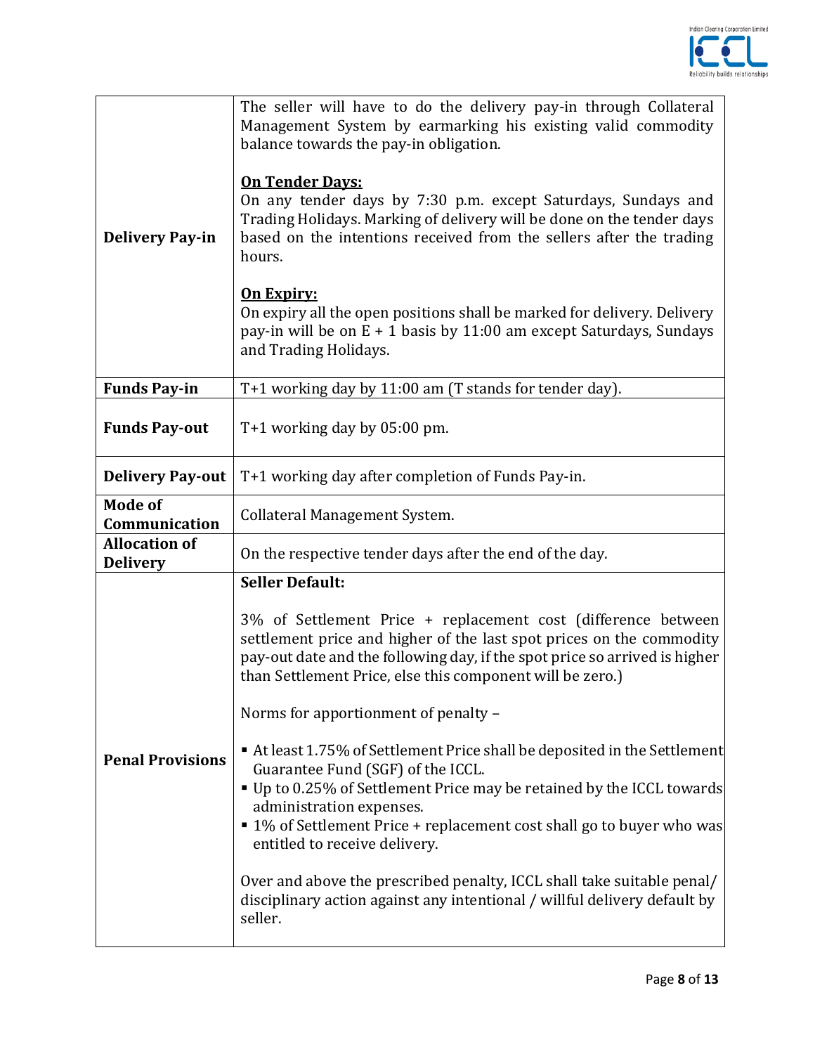| | |
|---|---|
| **Delivery Pay-in** | The seller will have to do the delivery pay-in through Collateral Management System by earmarking his existing valid commodity balance towards the pay-in obligation.<br><br>**<u>On Tender Days:</u>**<br>On any tender days by 7:30 p.m. except Saturdays, Sundays and Trading Holidays. Marking of delivery will be done on the tender days based on the intentions received from the sellers after the trading hours.<br><br>**<u>On Expiry:</u>**<br>On expiry all the open positions shall be marked for delivery. Delivery pay-in will be on E + 1 basis by 11:00 am except Saturdays, Sundays and Trading Holidays. |
| **Funds Pay-in** | T+1 working day by 11:00 am (T stands for tender day). |
| **Funds Pay-out** | T+1 working day by 05:00 pm. |
| **Delivery Pay-out** | T+1 working day after completion of Funds Pay-in. |
| **Mode of Communication** | Collateral Management System. |
| **Allocation of Delivery** | On the respective tender days after the end of the day. |
| **Penal Provisions** | **Seller Default:**<br><br>3% of Settlement Price + replacement cost (difference between settlement price and higher of the last spot prices on the commodity pay-out date and the following day, if the spot price so arrived is higher than Settlement Price, else this component will be zero.)<br><br>Norms for apportionment of penalty –<br><br>▪ At least 1.75% of Settlement Price shall be deposited in the Settlement Guarantee Fund (SGF) of the ICCL.<br>▪ Up to 0.25% of Settlement Price may be retained by the ICCL towards administration expenses.<br>▪ 1% of Settlement Price + replacement cost shall go to buyer who was entitled to receive delivery.<br><br>Over and above the prescribed penalty, ICCL shall take suitable penal/ disciplinary action against any intentional / willful delivery default by seller. |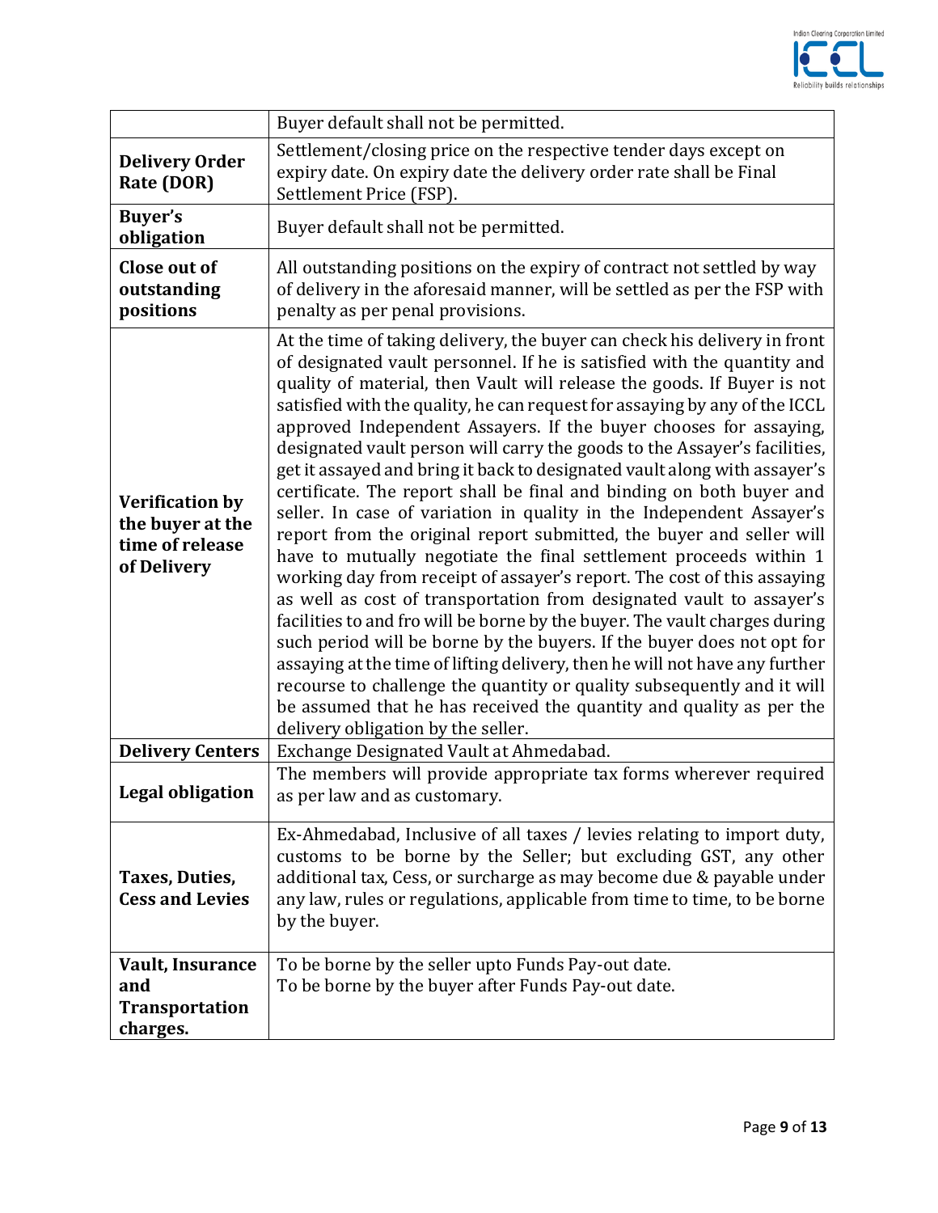| | |
|---|---|
| | Buyer default shall not be permitted. |
| **Delivery Order Rate (DOR)** | Settlement/closing price on the respective tender days except on expiry date. On expiry date the delivery order rate shall be Final Settlement Price (FSP). |
| **Buyer's obligation** | Buyer default shall not be permitted. |
| **Close out of outstanding positions** | All outstanding positions on the expiry of contract not settled by way of delivery in the aforesaid manner, will be settled as per the FSP with penalty as per penal provisions. |
| **Verification by the buyer at the time of release of Delivery** | At the time of taking delivery, the buyer can check his delivery in front of designated vault personnel. If he is satisfied with the quantity and quality of material, then Vault will release the goods. If Buyer is not satisfied with the quality, he can request for assaying by any of the ICCL approved Independent Assayers. If the buyer chooses for assaying, designated vault person will carry the goods to the Assayer's facilities, get it assayed and bring it back to designated vault along with assayer's certificate. The report shall be final and binding on both buyer and seller. In case of variation in quality in the Independent Assayer's report from the original report submitted, the buyer and seller will have to mutually negotiate the final settlement proceeds within 1 working day from receipt of assayer's report. The cost of this assaying as well as cost of transportation from designated vault to assayer's facilities to and fro will be borne by the buyer. The vault charges during such period will be borne by the buyers. If the buyer does not opt for assaying at the time of lifting delivery, then he will not have any further recourse to challenge the quantity or quality subsequently and it will be assumed that he has received the quantity and quality as per the delivery obligation by the seller. |
| **Delivery Centers** | Exchange Designated Vault at Ahmedabad. |
| **Legal obligation** | The members will provide appropriate tax forms wherever required as per law and as customary. |
| **Taxes, Duties, Cess and Levies** | Ex-Ahmedabad, Inclusive of all taxes / levies relating to import duty, customs to be borne by the Seller; but excluding GST, any other additional tax, Cess, or surcharge as may become due & payable under any law, rules or regulations, applicable from time to time, to be borne by the buyer. |
| **Vault, Insurance and Transportation charges.** | To be borne by the seller upto Funds Pay-out date.<br>To be borne by the buyer after Funds Pay-out date. |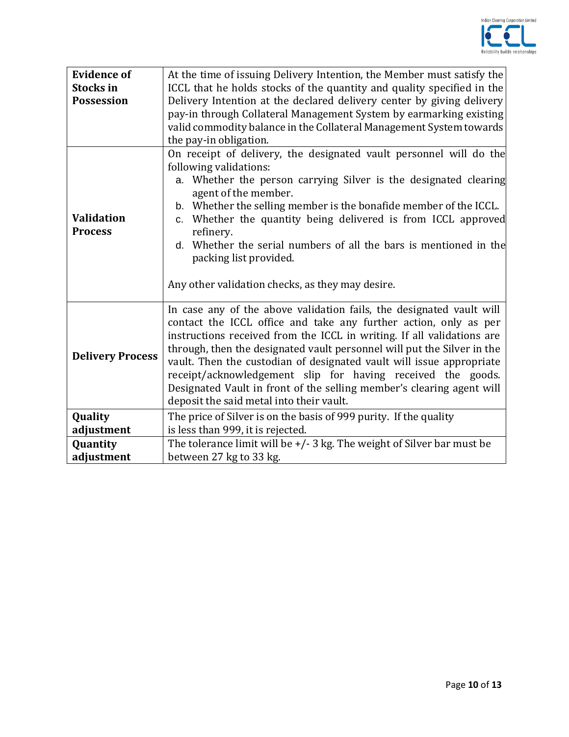| | |
|---|---|
| **Evidence of Stocks in Possession** | At the time of issuing Delivery Intention, the Member must satisfy the ICCL that he holds stocks of the quantity and quality specified in the Delivery Intention at the declared delivery center by giving delivery pay-in through Collateral Management System by earmarking existing valid commodity balance in the Collateral Management System towards the pay-in obligation. |
| **Validation Process** | On receipt of delivery, the designated vault personnel will do the following validations:<br>a. Whether the person carrying Silver is the designated clearing agent of the member.<br>b. Whether the selling member is the bonafide member of the ICCL.<br>c. Whether the quantity being delivered is from ICCL approved refinery.<br>d. Whether the serial numbers of all the bars is mentioned in the packing list provided.<br><br>Any other validation checks, as they may desire. |
| **Delivery Process** | In case any of the above validation fails, the designated vault will contact the ICCL office and take any further action, only as per instructions received from the ICCL in writing. If all validations are through, then the designated vault personnel will put the Silver in the vault. Then the custodian of designated vault will issue appropriate receipt/acknowledgement slip for having received the goods. Designated Vault in front of the selling member's clearing agent will deposit the said metal into their vault. |
| **Quality adjustment** | The price of Silver is on the basis of 999 purity. If the quality is less than 999, it is rejected. |
| **Quantity adjustment** | The tolerance limit will be +/- 3 kg. The weight of Silver bar must be between 27 kg to 33 kg. |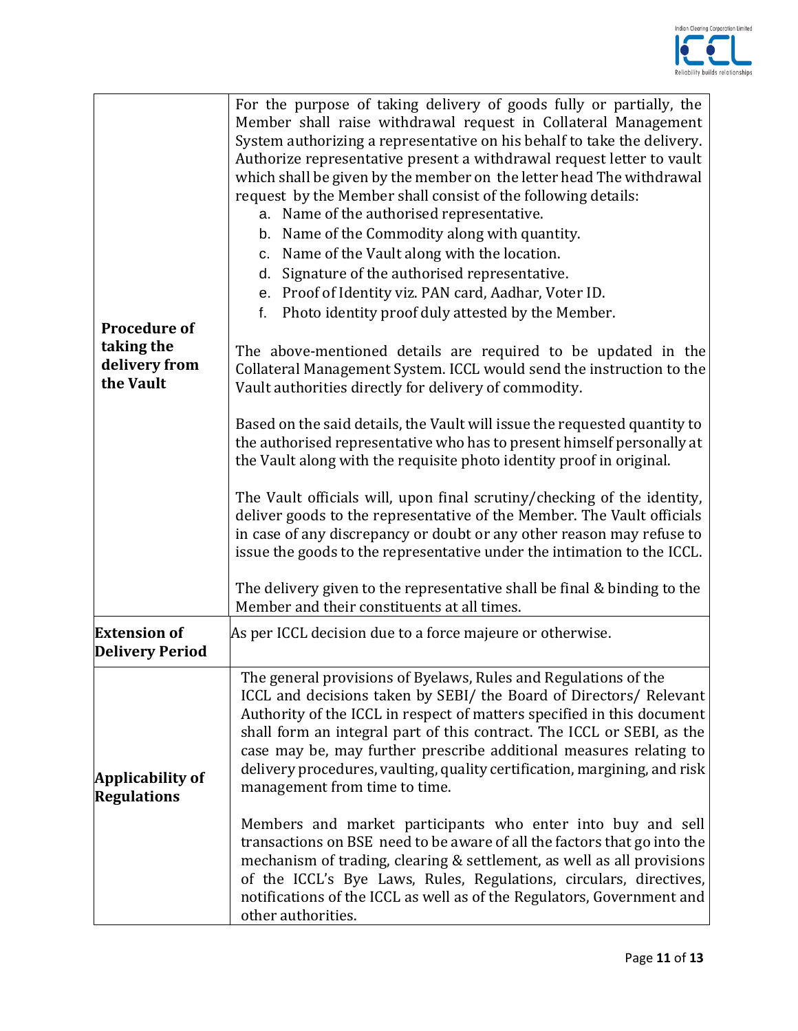| | |
|---|---|
| **Procedure of taking the delivery from the Vault** | For the purpose of taking delivery of goods fully or partially, the Member shall raise withdrawal request in Collateral Management System authorizing a representative on his behalf to take the delivery. Authorize representative present a withdrawal request letter to vault which shall be given by the member on the letter head The withdrawal request by the Member shall consist of the following details:<br>a. Name of the authorised representative.<br>b. Name of the Commodity along with quantity.<br>c. Name of the Vault along with the location.<br>d. Signature of the authorised representative.<br>e. Proof of Identity viz. PAN card, Aadhar, Voter ID.<br>f. Photo identity proof duly attested by the Member.<br><br>The above-mentioned details are required to be updated in the Collateral Management System. ICCL would send the instruction to the Vault authorities directly for delivery of commodity.<br><br>Based on the said details, the Vault will issue the requested quantity to the authorised representative who has to present himself personally at the Vault along with the requisite photo identity proof in original.<br><br>The Vault officials will, upon final scrutiny/checking of the identity, deliver goods to the representative of the Member. The Vault officials in case of any discrepancy or doubt or any other reason may refuse to issue the goods to the representative under the intimation to the ICCL.<br><br>The delivery given to the representative shall be final & binding to the Member and their constituents at all times. |
| **Extension of Delivery Period** | As per ICCL decision due to a force majeure or otherwise. |
| **Applicability of Regulations** | The general provisions of Byelaws, Rules and Regulations of the ICCL and decisions taken by SEBI/ the Board of Directors/ Relevant Authority of the ICCL in respect of matters specified in this document shall form an integral part of this contract. The ICCL or SEBI, as the case may be, may further prescribe additional measures relating to delivery procedures, vaulting, quality certification, margining, and risk management from time to time.<br><br>Members and market participants who enter into buy and sell transactions on BSE need to be aware of all the factors that go into the mechanism of trading, clearing & settlement, as well as all provisions of the ICCL's Bye Laws, Rules, Regulations, circulars, directives, notifications of the ICCL as well as of the Regulators, Government and other authorities. |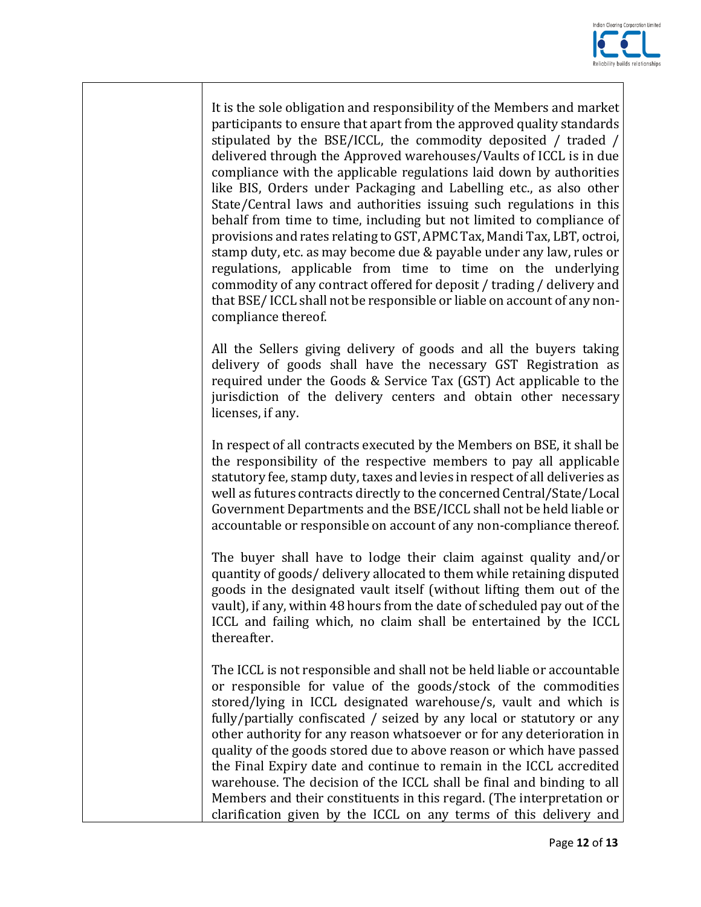| | |
|---|---|
| | It is the sole obligation and responsibility of the Members and market participants to ensure that apart from the approved quality standards stipulated by the BSE/ICCL, the commodity deposited / traded / delivered through the Approved warehouses/Vaults of ICCL is in due compliance with the applicable regulations laid down by authorities like BIS, Orders under Packaging and Labelling etc., as also other State/Central laws and authorities issuing such regulations in this behalf from time to time, including but not limited to compliance of provisions and rates relating to GST, APMC Tax, Mandi Tax, LBT, octroi, stamp duty, etc. as may become due & payable under any law, rules or regulations, applicable from time to time on the underlying commodity of any contract offered for deposit / trading / delivery and that BSE/ ICCL shall not be responsible or liable on account of any non-compliance thereof.<br><br>All the Sellers giving delivery of goods and all the buyers taking delivery of goods shall have the necessary GST Registration as required under the Goods & Service Tax (GST) Act applicable to the jurisdiction of the delivery centers and obtain other necessary licenses, if any.<br><br>In respect of all contracts executed by the Members on BSE, it shall be the responsibility of the respective members to pay all applicable statutory fee, stamp duty, taxes and levies in respect of all deliveries as well as futures contracts directly to the concerned Central/State/Local Government Departments and the BSE/ICCL shall not be held liable or accountable or responsible on account of any non-compliance thereof.<br><br>The buyer shall have to lodge their claim against quality and/or quantity of goods/ delivery allocated to them while retaining disputed goods in the designated vault itself (without lifting them out of the vault), if any, within 48 hours from the date of scheduled pay out of the ICCL and failing which, no claim shall be entertained by the ICCL thereafter.<br><br>The ICCL is not responsible and shall not be held liable or accountable or responsible for value of the goods/stock of the commodities stored/lying in ICCL designated warehouse/s, vault and which is fully/partially confiscated / seized by any local or statutory or any other authority for any reason whatsoever or for any deterioration in quality of the goods stored due to above reason or which have passed the Final Expiry date and continue to remain in the ICCL accredited warehouse. The decision of the ICCL shall be final and binding to all Members and their constituents in this regard. (The interpretation or clarification given by the ICCL on any terms of this delivery and |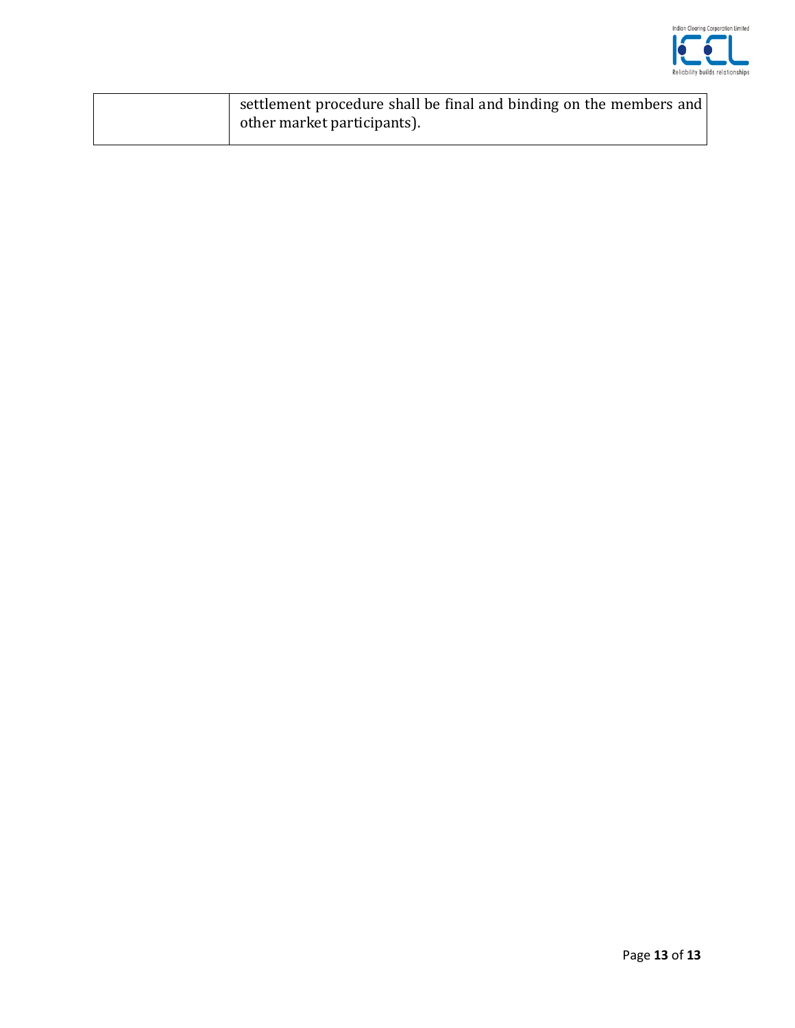| | |
|---|---|
| | settlement procedure shall be final and binding on the members and other market participants). |